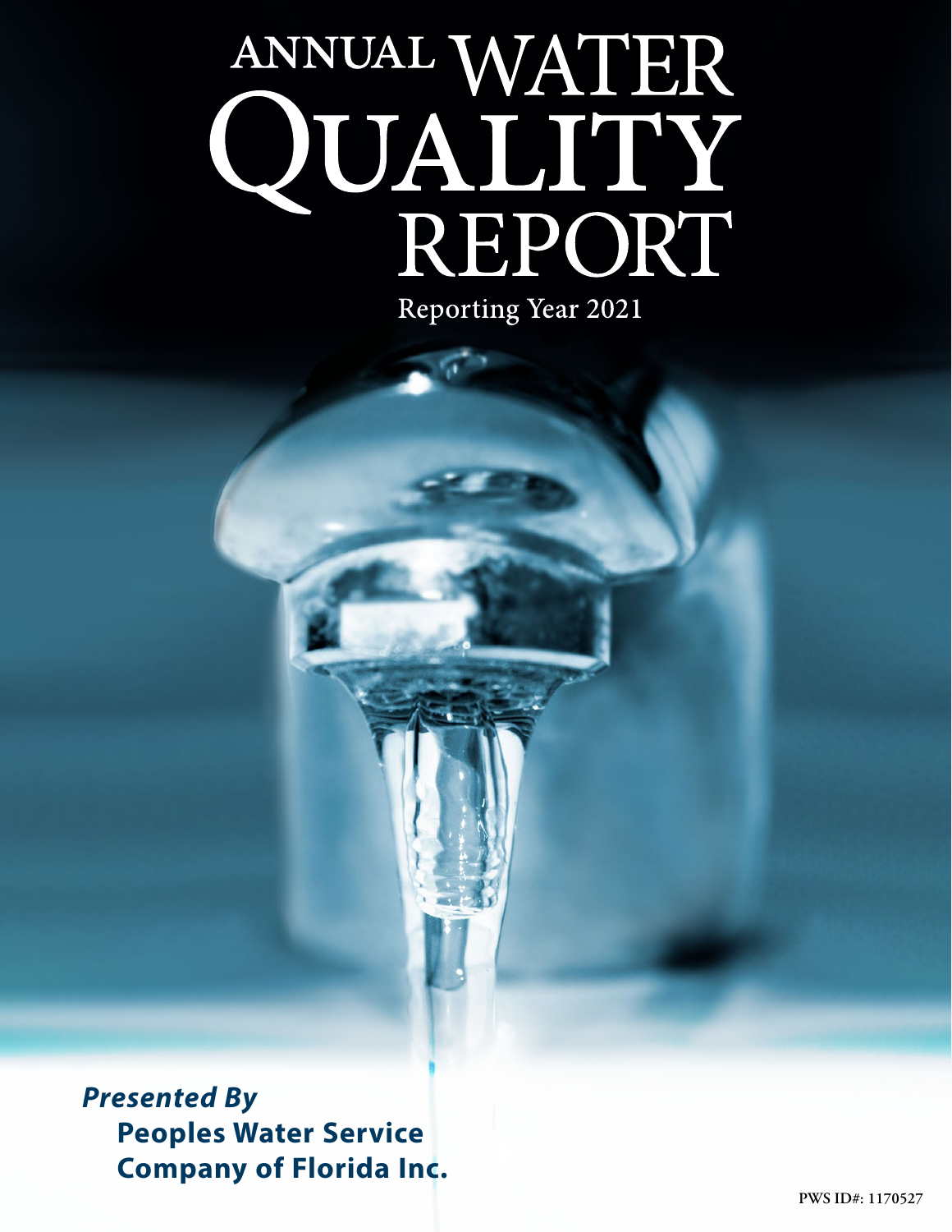# ANNUAL WATER QUALITY REPORT

Reporting Year 2021

***Presented By***

**Peoples Water Service Company of Florida Inc.**

PWS ID#: 1170527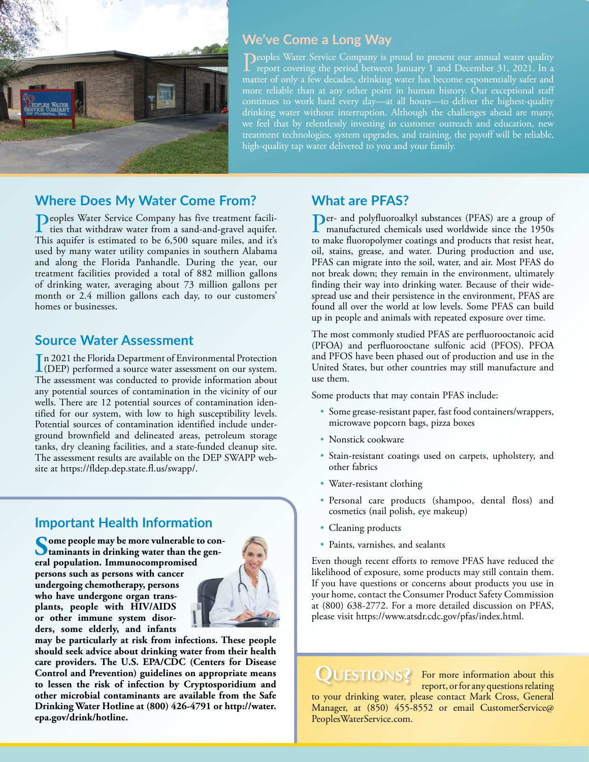## We've Come a Long Way

Peoples Water Service Company is proud to present our annual water quality report covering the period between January 1 and December 31, 2021. In a matter of only a few decades, drinking water has become exponentially safer and more reliable than at any other point in human history. Our exceptional staff continues to work hard every day—at all hours—to deliver the highest-quality drinking water without interruption. Although the challenges ahead are many, we feel that by relentlessly investing in customer outreach and education, new treatment technologies, system upgrades, and training, the payoff will be reliable, high-quality tap water delivered to you and your family.

## Where Does My Water Come From?

Peoples Water Service Company has five treatment facilities that withdraw water from a sand-and-gravel aquifer. This aquifer is estimated to be 6,500 square miles, and it's used by many water utility companies in southern Alabama and along the Florida Panhandle. During the year, our treatment facilities provided a total of 882 million gallons of drinking water, averaging about 73 million gallons per month or 2.4 million gallons each day, to our customers' homes or businesses.

## Source Water Assessment

In 2021 the Florida Department of Environmental Protection (DEP) performed a source water assessment on our system. The assessment was conducted to provide information about any potential sources of contamination in the vicinity of our wells. There are 12 potential sources of contamination identified for our system, with low to high susceptibility levels. Potential sources of contamination identified include underground brownfield and delineated areas, petroleum storage tanks, dry cleaning facilities, and a state-funded cleanup site. The assessment results are available on the DEP SWAPP website at https://fldep.dep.state.fl.us/swapp/.

## Important Health Information

**Some people may be more vulnerable to contaminants in drinking water than the general population. Immunocompromised persons such as persons with cancer undergoing chemotherapy, persons who have undergone organ transplants, people with HIV/AIDS or other immune system disorders, some elderly, and infants may be particularly at risk from infections. These people should seek advice about drinking water from their health care providers. The U.S. EPA/CDC (Centers for Disease Control and Prevention) guidelines on appropriate means to lessen the risk of infection by Cryptosporidium and other microbial contaminants are available from the Safe Drinking Water Hotline at (800) 426-4791 or http://water.epa.gov/drink/hotline.**

## What are PFAS?

Per- and polyfluoroalkyl substances (PFAS) are a group of manufactured chemicals used worldwide since the 1950s to make fluoropolymer coatings and products that resist heat, oil, stains, grease, and water. During production and use, PFAS can migrate into the soil, water, and air. Most PFAS do not break down; they remain in the environment, ultimately finding their way into drinking water. Because of their widespread use and their persistence in the environment, PFAS are found all over the world at low levels. Some PFAS can build up in people and animals with repeated exposure over time.

The most commonly studied PFAS are perfluorooctanoic acid (PFOA) and perfluorooctane sulfonic acid (PFOS). PFOA and PFOS have been phased out of production and use in the United States, but other countries may still manufacture and use them.

Some products that may contain PFAS include:

- Some grease-resistant paper, fast food containers/wrappers, microwave popcorn bags, pizza boxes
- Nonstick cookware
- Stain-resistant coatings used on carpets, upholstery, and other fabrics
- Water-resistant clothing
- Personal care products (shampoo, dental floss) and cosmetics (nail polish, eye makeup)
- Cleaning products
- Paints, varnishes, and sealants

Even though recent efforts to remove PFAS have reduced the likelihood of exposure, some products may still contain them. If you have questions or concerns about products you use in your home, contact the Consumer Product Safety Commission at (800) 638-2772. For a more detailed discussion on PFAS, please visit https://www.atsdr.cdc.gov/pfas/index.html.

## Questions?

For more information about this report, or for any questions relating to your drinking water, please contact Mark Cross, General Manager, at (850) 455-8552 or email CustomerService@PeoplesWaterService.com.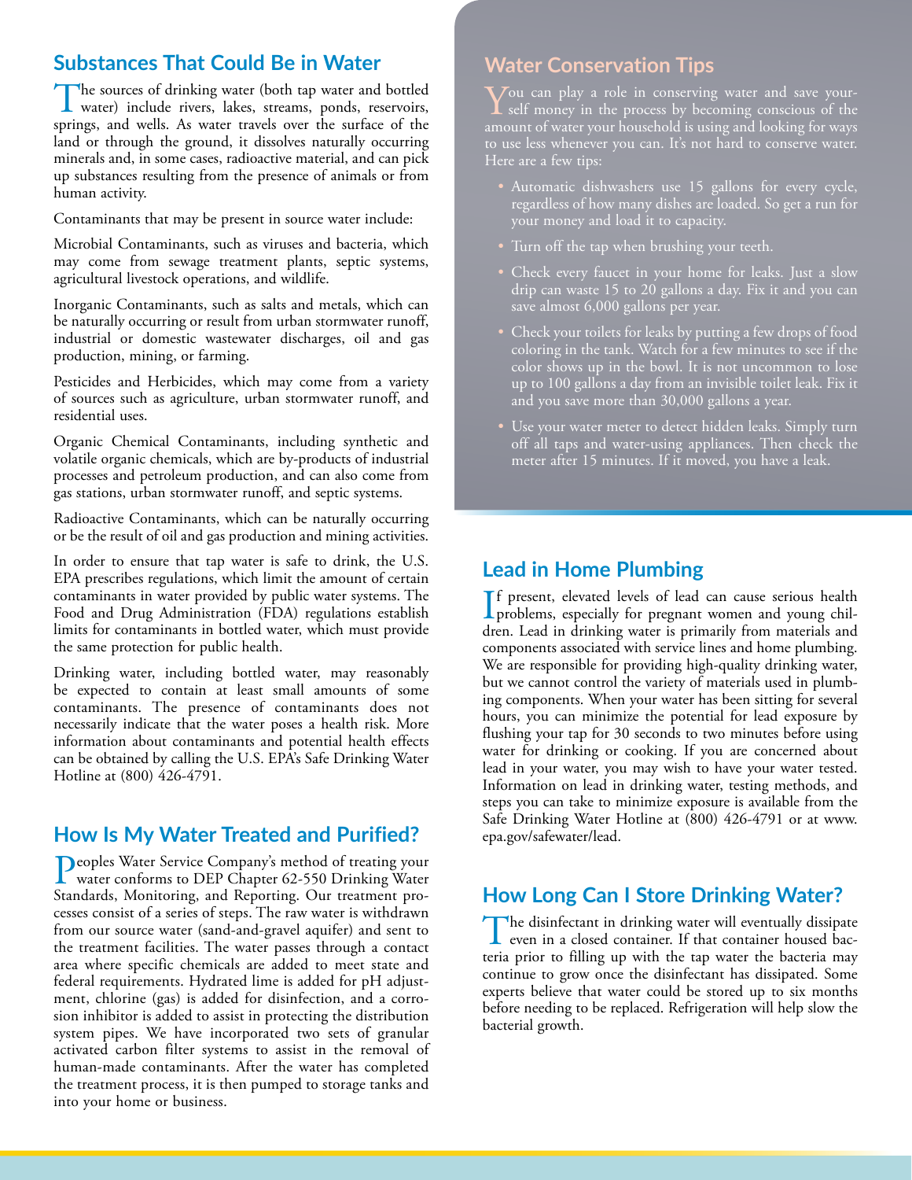## Substances That Could Be in Water

The sources of drinking water (both tap water and bottled water) include rivers, lakes, streams, ponds, reservoirs, springs, and wells. As water travels over the surface of the land or through the ground, it dissolves naturally occurring minerals and, in some cases, radioactive material, and can pick up substances resulting from the presence of animals or from human activity.

Contaminants that may be present in source water include:

Microbial Contaminants, such as viruses and bacteria, which may come from sewage treatment plants, septic systems, agricultural livestock operations, and wildlife.

Inorganic Contaminants, such as salts and metals, which can be naturally occurring or result from urban stormwater runoff, industrial or domestic wastewater discharges, oil and gas production, mining, or farming.

Pesticides and Herbicides, which may come from a variety of sources such as agriculture, urban stormwater runoff, and residential uses.

Organic Chemical Contaminants, including synthetic and volatile organic chemicals, which are by-products of industrial processes and petroleum production, and can also come from gas stations, urban stormwater runoff, and septic systems.

Radioactive Contaminants, which can be naturally occurring or be the result of oil and gas production and mining activities.

In order to ensure that tap water is safe to drink, the U.S. EPA prescribes regulations, which limit the amount of certain contaminants in water provided by public water systems. The Food and Drug Administration (FDA) regulations establish limits for contaminants in bottled water, which must provide the same protection for public health.

Drinking water, including bottled water, may reasonably be expected to contain at least small amounts of some contaminants. The presence of contaminants does not necessarily indicate that the water poses a health risk. More information about contaminants and potential health effects can be obtained by calling the U.S. EPA's Safe Drinking Water Hotline at (800) 426-4791.

## How Is My Water Treated and Purified?

Peoples Water Service Company's method of treating your water conforms to DEP Chapter 62-550 Drinking Water Standards, Monitoring, and Reporting. Our treatment processes consist of a series of steps. The raw water is withdrawn from our source water (sand-and-gravel aquifer) and sent to the treatment facilities. The water passes through a contact area where specific chemicals are added to meet state and federal requirements. Hydrated lime is added for pH adjustment, chlorine (gas) is added for disinfection, and a corrosion inhibitor is added to assist in protecting the distribution system pipes. We have incorporated two sets of granular activated carbon filter systems to assist in the removal of human-made contaminants. After the water has completed the treatment process, it is then pumped to storage tanks and into your home or business.

## Water Conservation Tips

You can play a role in conserving water and save yourself money in the process by becoming conscious of the amount of water your household is using and looking for ways to use less whenever you can. It's not hard to conserve water. Here are a few tips:

- Automatic dishwashers use 15 gallons for every cycle, regardless of how many dishes are loaded. So get a run for your money and load it to capacity.
- Turn off the tap when brushing your teeth.
- Check every faucet in your home for leaks. Just a slow drip can waste 15 to 20 gallons a day. Fix it and you can save almost 6,000 gallons per year.
- Check your toilets for leaks by putting a few drops of food coloring in the tank. Watch for a few minutes to see if the color shows up in the bowl. It is not uncommon to lose up to 100 gallons a day from an invisible toilet leak. Fix it and you save more than 30,000 gallons a year.
- Use your water meter to detect hidden leaks. Simply turn off all taps and water-using appliances. Then check the meter after 15 minutes. If it moved, you have a leak.

## Lead in Home Plumbing

If present, elevated levels of lead can cause serious health problems, especially for pregnant women and young children. Lead in drinking water is primarily from materials and components associated with service lines and home plumbing. We are responsible for providing high-quality drinking water, but we cannot control the variety of materials used in plumbing components. When your water has been sitting for several hours, you can minimize the potential for lead exposure by flushing your tap for 30 seconds to two minutes before using water for drinking or cooking. If you are concerned about lead in your water, you may wish to have your water tested. Information on lead in drinking water, testing methods, and steps you can take to minimize exposure is available from the Safe Drinking Water Hotline at (800) 426-4791 or at www.epa.gov/safewater/lead.

## How Long Can I Store Drinking Water?

The disinfectant in drinking water will eventually dissipate even in a closed container. If that container housed bacteria prior to filling up with the tap water the bacteria may continue to grow once the disinfectant has dissipated. Some experts believe that water could be stored up to six months before needing to be replaced. Refrigeration will help slow the bacterial growth.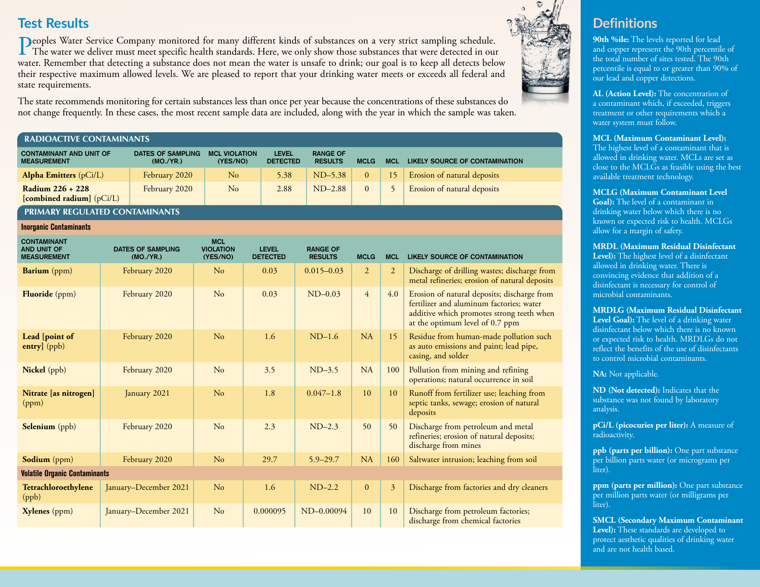## Test Results

Peoples Water Service Company monitored for many different kinds of substances on a very strict sampling schedule. The water we deliver must meet specific health standards. Here, we only show those substances that were detected in our water. Remember that detecting a substance does not mean the water is unsafe to drink; our goal is to keep all detects below their respective maximum allowed levels. We are pleased to report that your drinking water meets or exceeds all federal and state requirements.

The state recommends monitoring for certain substances less than once per year because the concentrations of these substances do not change frequently. In these cases, the most recent sample data are included, along with the year in which the sample was taken.

### RADIOACTIVE CONTAMINANTS

| CONTAMINANT AND UNIT OF MEASUREMENT | DATES OF SAMPLING (MO./YR.) | MCL VIOLATION (YES/NO) | LEVEL DETECTED | RANGE OF RESULTS | MCLG | MCL | LIKELY SOURCE OF CONTAMINATION |
|---|---|---|---|---|---|---|---|
| **Alpha Emitters** (pCi/L) | February 2020 | No | 5.38 | ND–5.38 | 0 | 15 | Erosion of natural deposits |
| **Radium 226 + 228 [combined radium]** (pCi/L) | February 2020 | No | 2.88 | ND–2.88 | 0 | 5 | Erosion of natural deposits |

### PRIMARY REGULATED CONTAMINANTS

| CONTAMINANT AND UNIT OF MEASUREMENT | DATES OF SAMPLING (MO./YR.) | MCL VIOLATION (YES/NO) | LEVEL DETECTED | RANGE OF RESULTS | MCLG | MCL | LIKELY SOURCE OF CONTAMINATION |
|---|---|---|---|---|---|---|---|
| **Inorganic Contaminants** | | | | | | | |
| **Barium** (ppm) | February 2020 | No | 0.03 | 0.015–0.03 | 2 | 2 | Discharge of drilling wastes; discharge from metal refineries; erosion of natural deposits |
| **Fluoride** (ppm) | February 2020 | No | 0.03 | ND–0.03 | 4 | 4.0 | Erosion of natural deposits; discharge from fertilizer and aluminum factories; water additive which promotes strong teeth when at the optimum level of 0.7 ppm |
| **Lead [point of entry]** (ppb) | February 2020 | No | 1.6 | ND–1.6 | NA | 15 | Residue from human-made pollution such as auto emissions and paint; lead pipe, casing, and solder |
| **Nickel** (ppb) | February 2020 | No | 3.5 | ND–3.5 | NA | 100 | Pollution from mining and refining operations; natural occurrence in soil |
| **Nitrate [as nitrogen]** (ppm) | January 2021 | No | 1.8 | 0.047–1.8 | 10 | 10 | Runoff from fertilizer use; leaching from septic tanks, sewage; erosion of natural deposits |
| **Selenium** (ppb) | February 2020 | No | 2.3 | ND–2.3 | 50 | 50 | Discharge from petroleum and metal refineries; erosion of natural deposits; discharge from mines |
| **Sodium** (ppm) | February 2020 | No | 29.7 | 5.9–29.7 | NA | 160 | Saltwater intrusion; leaching from soil |
| **Volatile Organic Contaminants** | | | | | | | |
| **Tetrachloroethylene** (ppb) | January–December 2021 | No | 1.6 | ND–2.2 | 0 | 3 | Discharge from factories and dry cleaners |
| **Xylenes** (ppm) | January–December 2021 | No | 0.000095 | ND–0.00094 | 10 | 10 | Discharge from petroleum factories; discharge from chemical factories |

## Definitions

**90th %ile:** The levels reported for lead and copper represent the 90th percentile of the total number of sites tested. The 90th percentile is equal to or greater than 90% of our lead and copper detections.

**AL (Action Level):** The concentration of a contaminant which, if exceeded, triggers treatment or other requirements which a water system must follow.

**MCL (Maximum Contaminant Level):** The highest level of a contaminant that is allowed in drinking water. MCLs are set as close to the MCLGs as feasible using the best available treatment technology.

**MCLG (Maximum Contaminant Level Goal):** The level of a contaminant in drinking water below which there is no known or expected risk to health. MCLGs allow for a margin of safety.

**MRDL (Maximum Residual Disinfectant Level):** The highest level of a disinfectant allowed in drinking water. There is convincing evidence that addition of a disinfectant is necessary for control of microbial contaminants.

**MRDLG (Maximum Residual Disinfectant Level Goal):** The level of a drinking water disinfectant below which there is no known or expected risk to health. MRDLGs do not reflect the benefits of the use of disinfectants to control microbial contaminants.

**NA:** Not applicable.

**ND (Not detected):** Indicates that the substance was not found by laboratory analysis.

**pCi/L (picocuries per liter):** A measure of radioactivity.

**ppb (parts per billion):** One part substance per billion parts water (or micrograms per liter).

**ppm (parts per million):** One part substance per million parts water (or milligrams per liter).

**SMCL (Secondary Maximum Contaminant Level):** These standards are developed to protect aesthetic qualities of drinking water and are not health based.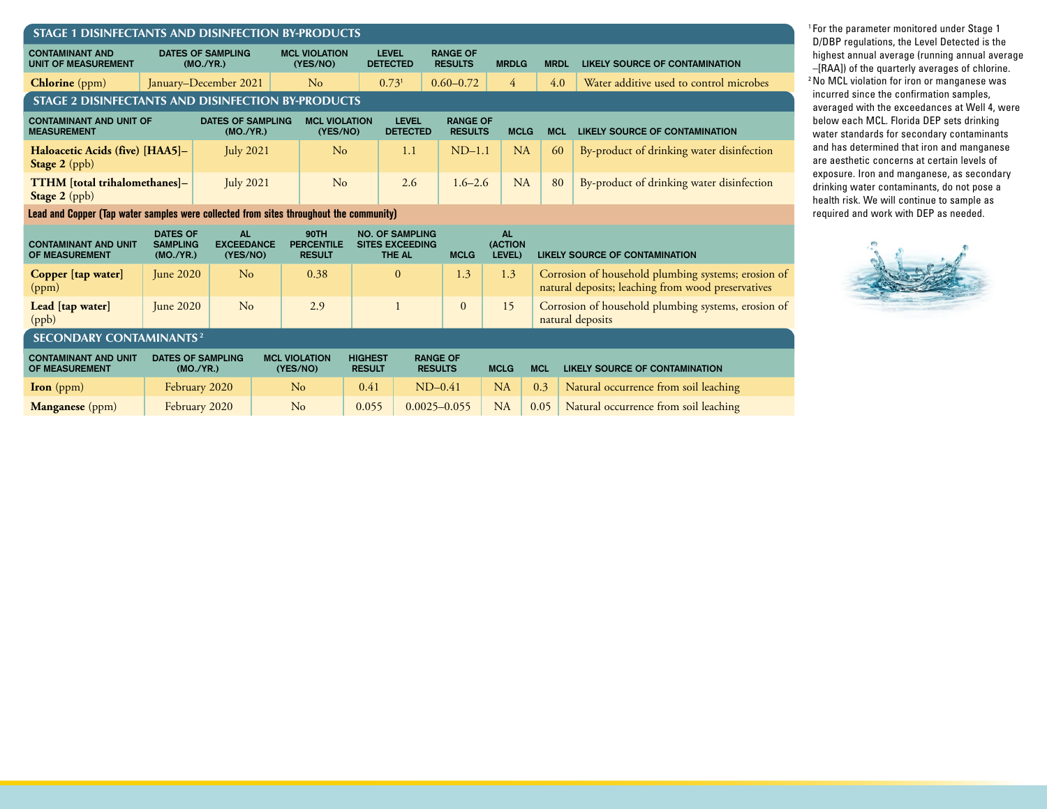## STAGE 1 DISINFECTANTS AND DISINFECTION BY-PRODUCTS

| CONTAMINANT AND UNIT OF MEASUREMENT | DATES OF SAMPLING (MO./YR.) | MCL VIOLATION (YES/NO) | LEVEL DETECTED | RANGE OF RESULTS | MRDLG | MRDL | LIKELY SOURCE OF CONTAMINATION |
|---|---|---|---|---|---|---|---|
| **Chlorine** (ppm) | January–December 2021 | No | 0.73[1] | 0.60–0.72 | 4 | 4.0 | Water additive used to control microbes |

## STAGE 2 DISINFECTANTS AND DISINFECTION BY-PRODUCTS

| CONTAMINANT AND UNIT OF MEASUREMENT | DATES OF SAMPLING (MO./YR.) | MCL VIOLATION (YES/NO) | LEVEL DETECTED | RANGE OF RESULTS | MCLG | MCL | LIKELY SOURCE OF CONTAMINATION |
|---|---|---|---|---|---|---|---|
| **Haloacetic Acids (five) [HAA5]–Stage 2** (ppb) | July 2021 | No | 1.1 | ND–1.1 | NA | 60 | By-product of drinking water disinfection |
| **TTHM [total trihalomethanes]–Stage 2** (ppb) | July 2021 | No | 2.6 | 1.6–2.6 | NA | 80 | By-product of drinking water disinfection |

**Lead and Copper (Tap water samples were collected from sites throughout the community)**

| CONTAMINANT AND UNIT OF MEASUREMENT | DATES OF SAMPLING (MO./YR.) | AL EXCEEDANCE (YES/NO) | 90TH PERCENTILE RESULT | NO. OF SAMPLING SITES EXCEEDING THE AL | MCLG | AL (ACTION LEVEL) | LIKELY SOURCE OF CONTAMINATION |
|---|---|---|---|---|---|---|---|
| **Copper [tap water]** (ppm) | June 2020 | No | 0.38 | 0 | 1.3 | 1.3 | Corrosion of household plumbing systems; erosion of natural deposits; leaching from wood preservatives |
| **Lead [tap water]** (ppb) | June 2020 | No | 2.9 | 1 | 0 | 15 | Corrosion of household plumbing systems, erosion of natural deposits |

## SECONDARY CONTAMINANTS[2]

| CONTAMINANT AND UNIT OF MEASUREMENT | DATES OF SAMPLING (MO./YR.) | MCL VIOLATION (YES/NO) | HIGHEST RESULT | RANGE OF RESULTS | MCLG | MCL | LIKELY SOURCE OF CONTAMINATION |
|---|---|---|---|---|---|---|---|
| **Iron** (ppm) | February 2020 | No | 0.41 | ND–0.41 | NA | 0.3 | Natural occurrence from soil leaching |
| **Manganese** (ppm) | February 2020 | No | 0.055 | 0.0025–0.055 | NA | 0.05 | Natural occurrence from soil leaching |

[1] For the parameter monitored under Stage 1 D/DBP regulations, the Level Detected is the highest annual average (running annual average –[RAA]) of the quarterly averages of chlorine.

[2] No MCL violation for iron or manganese was incurred since the confirmation samples, averaged with the exceedances at Well 4, were below each MCL. Florida DEP sets drinking water standards for secondary contaminants and has determined that iron and manganese are aesthetic concerns at certain levels of exposure. Iron and manganese, as secondary drinking water contaminants, do not pose a health risk. We will continue to sample as required and work with DEP as needed.